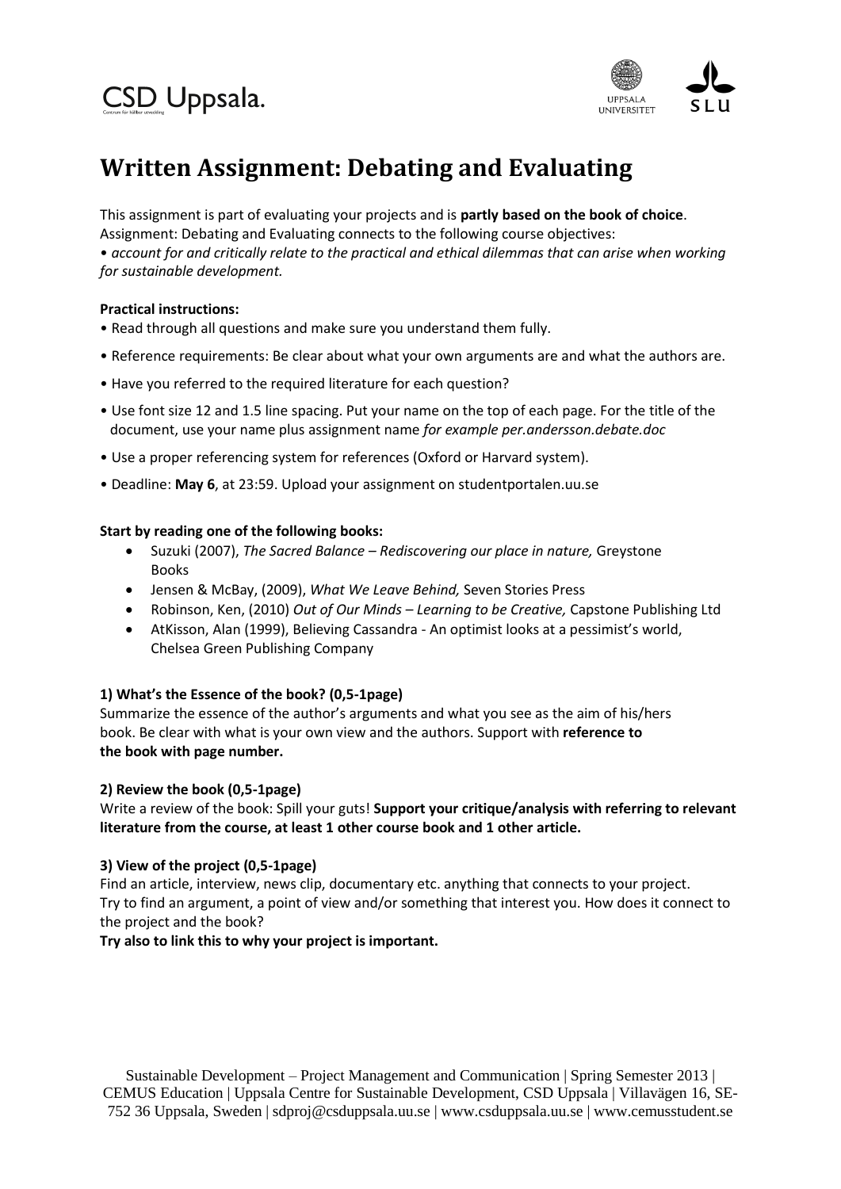CSD Uppsala.

# Written Assignment: Debating and Evaluating

This assignment is part of evaluating your projects and is **partly based on the book of choice**. Assignment: Debating and Evaluating connects to the following course objectives:
• *account for and critically relate to the practical and ethical dilemmas that can arise when working for sustainable development.*

**Practical instructions:**

• Read through all questions and make sure you understand them fully.

• Reference requirements: Be clear about what your own arguments are and what the authors are.

• Have you referred to the required literature for each question?

• Use font size 12 and 1.5 line spacing. Put your name on the top of each page. For the title of the document, use your name plus assignment name *for example per.andersson.debate.doc*

• Use a proper referencing system for references (Oxford or Harvard system).

• Deadline: **May 6**, at 23:59. Upload your assignment on studentportalen.uu.se

**Start by reading one of the following books:**

- Suzuki (2007), *The Sacred Balance – Rediscovering our place in nature,* Greystone Books
- Jensen & McBay, (2009), *What We Leave Behind,* Seven Stories Press
- Robinson, Ken, (2010) *Out of Our Minds – Learning to be Creative,* Capstone Publishing Ltd
- AtKisson, Alan (1999), Believing Cassandra - An optimist looks at a pessimist's world, Chelsea Green Publishing Company

**1) What's the Essence of the book? (0,5-1page)**

Summarize the essence of the author's arguments and what you see as the aim of his/hers book. Be clear with what is your own view and the authors. Support with **reference to the book with page number.**

**2) Review the book (0,5-1page)**

Write a review of the book: Spill your guts! **Support your critique/analysis with referring to relevant literature from the course, at least 1 other course book and 1 other article.**

**3) View of the project (0,5-1page)**

Find an article, interview, news clip, documentary etc. anything that connects to your project. Try to find an argument, a point of view and/or something that interest you. How does it connect to the project and the book?

**Try also to link this to why your project is important.**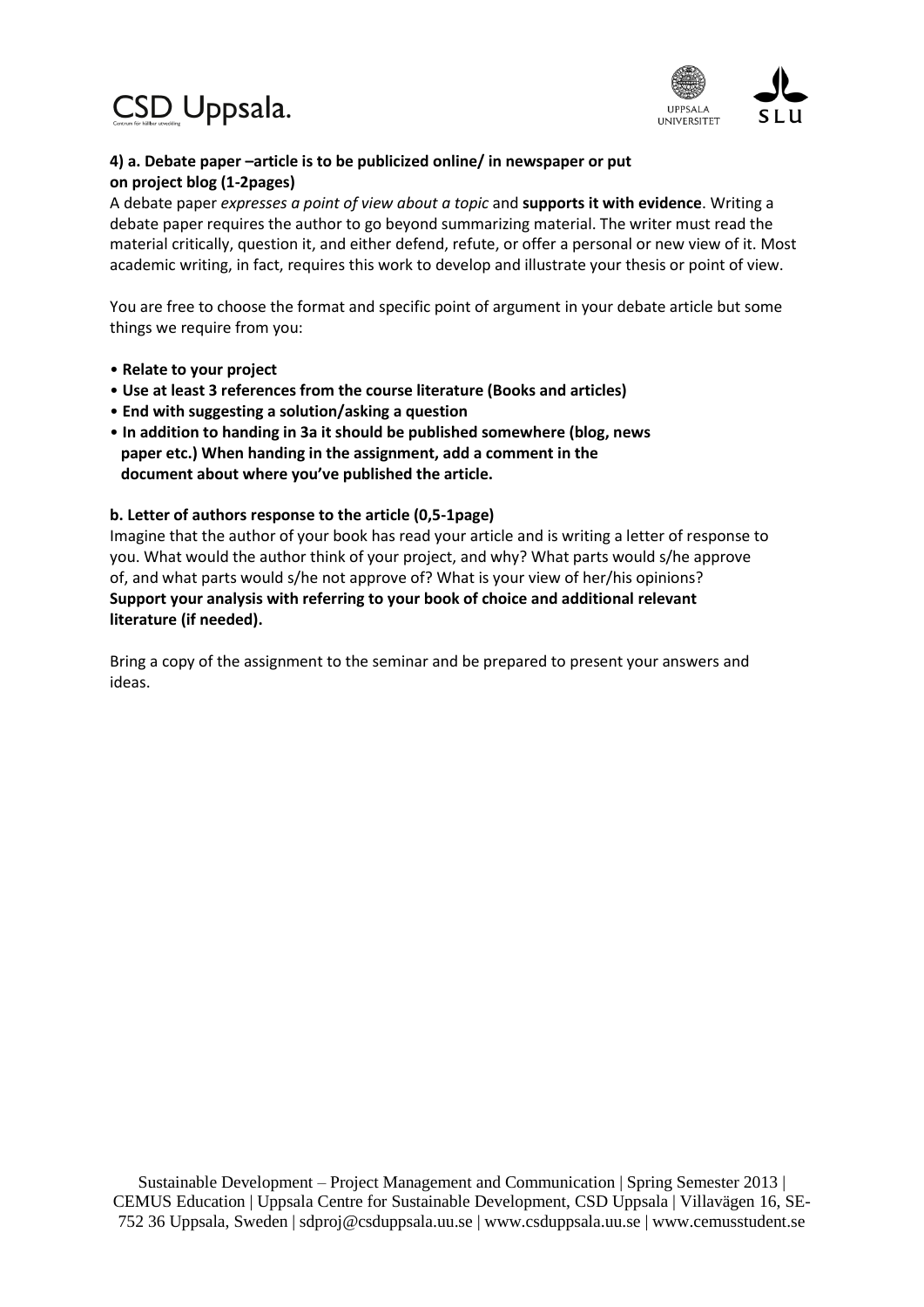**4) a. Debate paper –article is to be publicized online/ in newspaper or put on project blog (1-2pages)**

A debate paper *expresses a point of view about a topic* and **supports it with evidence**. Writing a debate paper requires the author to go beyond summarizing material. The writer must read the material critically, question it, and either defend, refute, or offer a personal or new view of it. Most academic writing, in fact, requires this work to develop and illustrate your thesis or point of view.

You are free to choose the format and specific point of argument in your debate article but some things we require from you:

- **Relate to your project**
- **Use at least 3 references from the course literature (Books and articles)**
- **End with suggesting a solution/asking a question**
- **In addition to handing in 3a it should be published somewhere (blog, news paper etc.) When handing in the assignment, add a comment in the document about where you've published the article.**

**b. Letter of authors response to the article (0,5-1page)**

Imagine that the author of your book has read your article and is writing a letter of response to you. What would the author think of your project, and why? What parts would s/he approve of, and what parts would s/he not approve of? What is your view of her/his opinions? **Support your analysis with referring to your book of choice and additional relevant literature (if needed).**

Bring a copy of the assignment to the seminar and be prepared to present your answers and ideas.